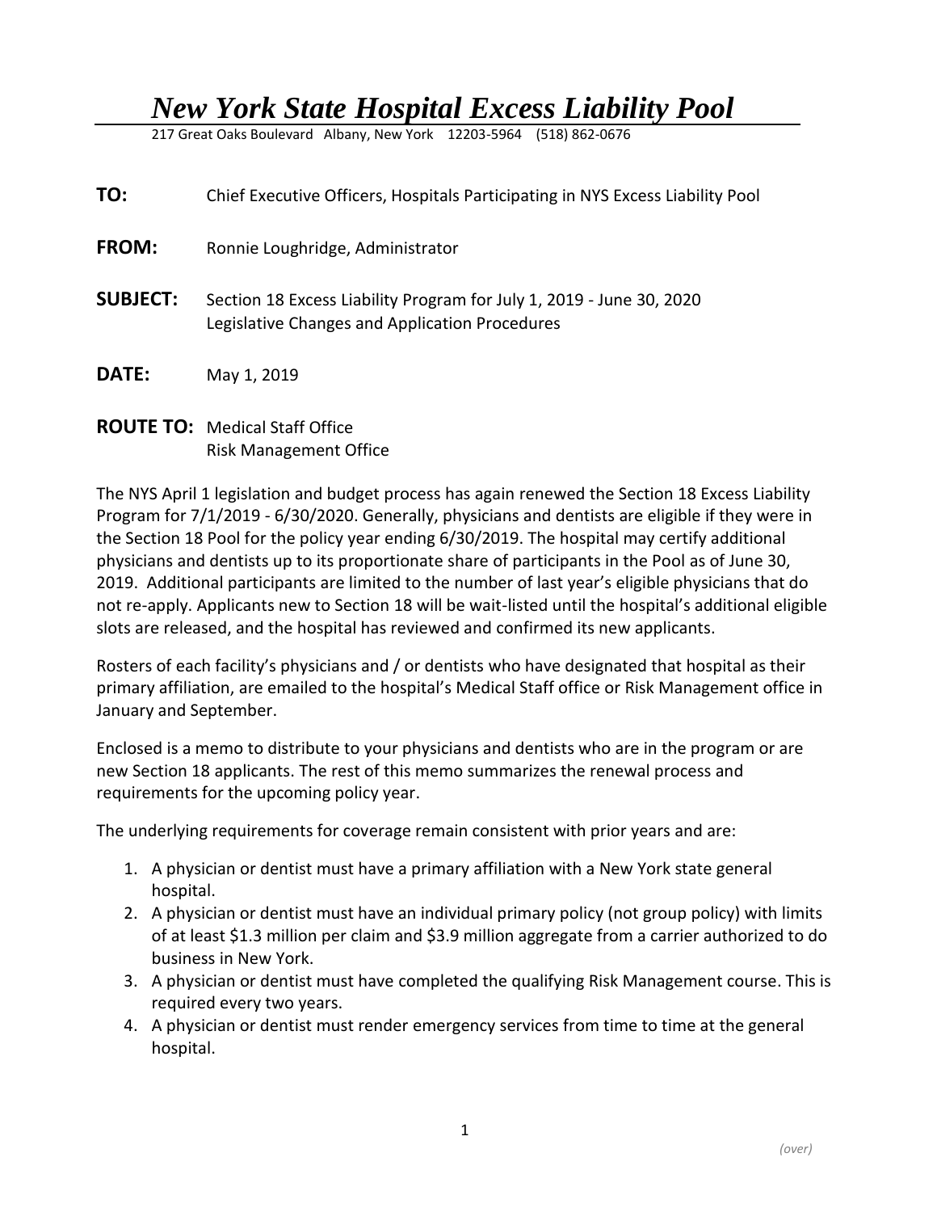# *New York State Hospital Excess Liability Pool*

217 Great Oaks Boulevard Albany, New York 12203-5964 (518) 862-0676

**TO:** Chief Executive Officers, Hospitals Participating in NYS Excess Liability Pool

**FROM:** Ronnie Loughridge, Administrator

**SUBJECT:** Section 18 Excess Liability Program for July 1, 2019 - June 30, 2020
Legislative Changes and Application Procedures

**DATE:** May 1, 2019

**ROUTE TO:** Medical Staff Office
Risk Management Office

The NYS April 1 legislation and budget process has again renewed the Section 18 Excess Liability Program for 7/1/2019 - 6/30/2020. Generally, physicians and dentists are eligible if they were in the Section 18 Pool for the policy year ending 6/30/2019. The hospital may certify additional physicians and dentists up to its proportionate share of participants in the Pool as of June 30, 2019. Additional participants are limited to the number of last year's eligible physicians that do not re-apply. Applicants new to Section 18 will be wait-listed until the hospital's additional eligible slots are released, and the hospital has reviewed and confirmed its new applicants.

Rosters of each facility's physicians and / or dentists who have designated that hospital as their primary affiliation, are emailed to the hospital's Medical Staff office or Risk Management office in January and September.

Enclosed is a memo to distribute to your physicians and dentists who are in the program or are new Section 18 applicants. The rest of this memo summarizes the renewal process and requirements for the upcoming policy year.

The underlying requirements for coverage remain consistent with prior years and are:

1. A physician or dentist must have a primary affiliation with a New York state general hospital.
2. A physician or dentist must have an individual primary policy (not group policy) with limits of at least $1.3 million per claim and $3.9 million aggregate from a carrier authorized to do business in New York.
3. A physician or dentist must have completed the qualifying Risk Management course. This is required every two years.
4. A physician or dentist must render emergency services from time to time at the general hospital.

*(over)*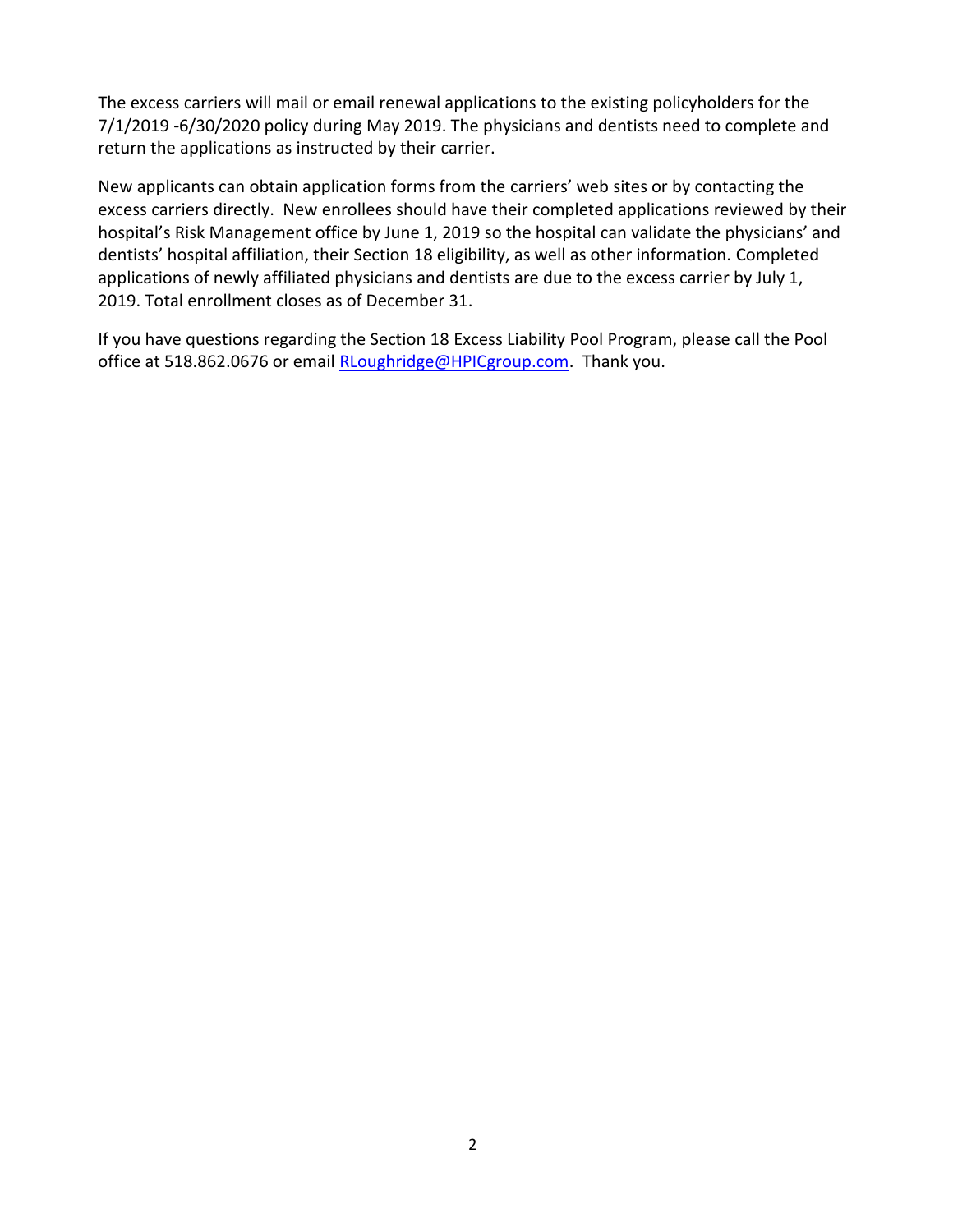The excess carriers will mail or email renewal applications to the existing policyholders for the 7/1/2019 -6/30/2020 policy during May 2019. The physicians and dentists need to complete and return the applications as instructed by their carrier.

New applicants can obtain application forms from the carriers' web sites or by contacting the excess carriers directly. New enrollees should have their completed applications reviewed by their hospital's Risk Management office by June 1, 2019 so the hospital can validate the physicians' and dentists' hospital affiliation, their Section 18 eligibility, as well as other information. Completed applications of newly affiliated physicians and dentists are due to the excess carrier by July 1, 2019. Total enrollment closes as of December 31.

If you have questions regarding the Section 18 Excess Liability Pool Program, please call the Pool office at 518.862.0676 or email [RLoughridge@HPICgroup.com](mailto:RLoughridge@HPICgroup.com). Thank you.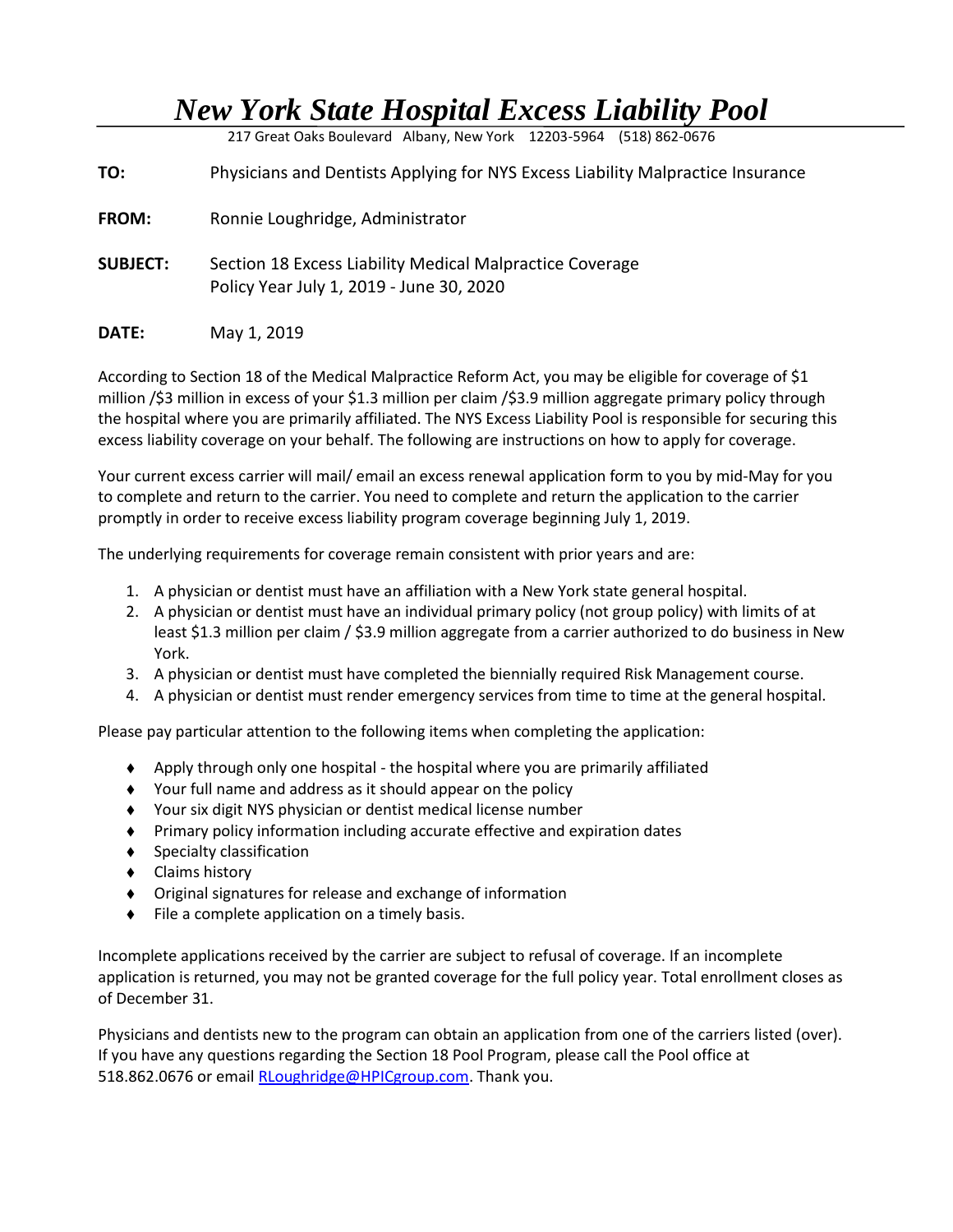# *New York State Hospital Excess Liability Pool*

217 Great Oaks Boulevard Albany, New York 12203-5964 (518) 862-0676

**TO:** Physicians and Dentists Applying for NYS Excess Liability Malpractice Insurance

**FROM:** Ronnie Loughridge, Administrator

**SUBJECT:** Section 18 Excess Liability Medical Malpractice Coverage
Policy Year July 1, 2019 - June 30, 2020

**DATE:** May 1, 2019

According to Section 18 of the Medical Malpractice Reform Act, you may be eligible for coverage of $1 million /$3 million in excess of your $1.3 million per claim /$3.9 million aggregate primary policy through the hospital where you are primarily affiliated. The NYS Excess Liability Pool is responsible for securing this excess liability coverage on your behalf. The following are instructions on how to apply for coverage.

Your current excess carrier will mail/ email an excess renewal application form to you by mid-May for you to complete and return to the carrier. You need to complete and return the application to the carrier promptly in order to receive excess liability program coverage beginning July 1, 2019.

The underlying requirements for coverage remain consistent with prior years and are:

1. A physician or dentist must have an affiliation with a New York state general hospital.
2. A physician or dentist must have an individual primary policy (not group policy) with limits of at least $1.3 million per claim / $3.9 million aggregate from a carrier authorized to do business in New York.
3. A physician or dentist must have completed the biennially required Risk Management course.
4. A physician or dentist must render emergency services from time to time at the general hospital.

Please pay particular attention to the following items when completing the application:

- Apply through only one hospital - the hospital where you are primarily affiliated
- Your full name and address as it should appear on the policy
- Your six digit NYS physician or dentist medical license number
- Primary policy information including accurate effective and expiration dates
- Specialty classification
- Claims history
- Original signatures for release and exchange of information
- File a complete application on a timely basis.

Incomplete applications received by the carrier are subject to refusal of coverage. If an incomplete application is returned, you may not be granted coverage for the full policy year. Total enrollment closes as of December 31.

Physicians and dentists new to the program can obtain an application from one of the carriers listed (over). If you have any questions regarding the Section 18 Pool Program, please call the Pool office at 518.862.0676 or email RLoughridge@HPICgroup.com. Thank you.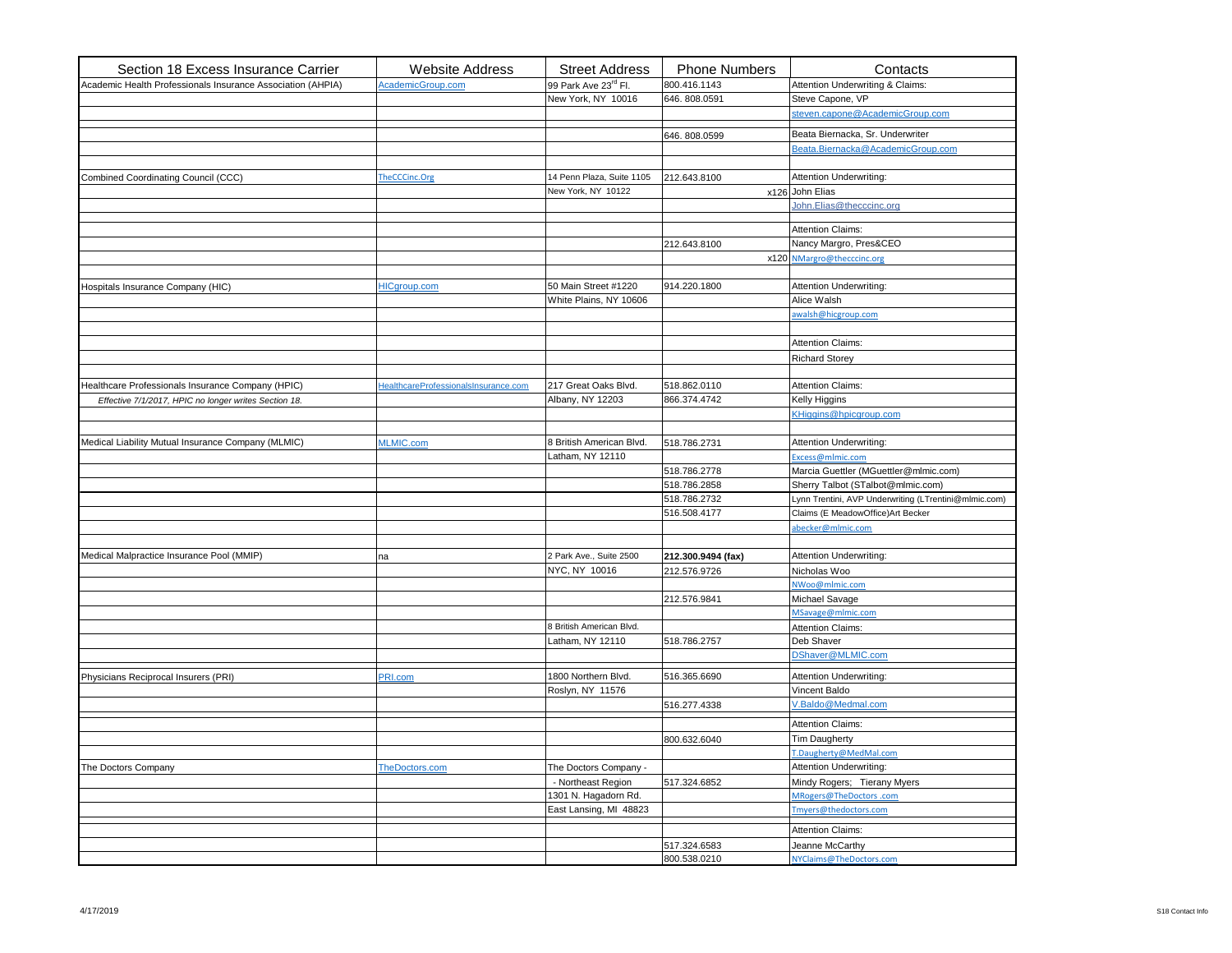| Section 18 Excess Insurance Carrier | Website Address | Street Address | Phone Numbers | Contacts |
|---|---|---|---|---|
| Academic Health Professionals Insurance Association (AHPIA) | AcademicGroup.com | 99 Park Ave 23rd Fl. | 800.416.1143 | Attention Underwriting & Claims: |
| | | New York, NY 10016 | 646. 808.0591 | Steve Capone, VP |
| | | | | steven.capone@AcademicGroup.com |
| | | | 646. 808.0599 | Beata Biernacka, Sr. Underwriter |
| | | | | Beata.Biernacka@AcademicGroup.com |
| | | | | |
| Combined Coordinating Council (CCC) | TheCCCinc.Org | 14 Penn Plaza, Suite 1105 | 212.643.8100 | Attention Underwriting: |
| | | New York, NY 10122 | x126 | John Elias |
| | | | | John.Elias@thecccinc.org |
| | | | | |
| | | | | Attention Claims: |
| | | | 212.643.8100 | Nancy Margro, Pres&CEO |
| | | | x120 | NMargro@thecccinc.org |
| | | | | |
| Hospitals Insurance Company (HIC) | HICgroup.com | 50 Main Street #1220 | 914.220.1800 | Attention Underwriting: |
| | | White Plains, NY 10606 | | Alice Walsh |
| | | | | awalsh@hicgroup.com |
| | | | | |
| | | | | Attention Claims: |
| | | | | Richard Storey |
| | | | | |
| Healthcare Professionals Insurance Company (HPIC) | HealthcareProfessionalsInsurance.com | 217 Great Oaks Blvd. | 518.862.0110 | Attention Claims: |
| *Effective 7/1/2017, HPIC no longer writes Section 18.* | | Albany, NY 12203 | 866.374.4742 | Kelly Higgins |
| | | | | KHiggins@hpicgroup.com |
| | | | | |
| Medical Liability Mutual Insurance Company (MLMIC) | MLMIC.com | 8 British American Blvd. | 518.786.2731 | Attention Underwriting: |
| | | Latham, NY 12110 | | Excess@mlmic.com |
| | | | 518.786.2778 | Marcia Guettler (MGuettler@mlmic.com) |
| | | | 518.786.2858 | Sherry Talbot (STalbot@mlmic.com) |
| | | | 518.786.2732 | Lynn Trentini, AVP Underwriting (LTrentini@mlmic.com) |
| | | | 516.508.4177 | Claims (E MeadowOffice)Art Becker |
| | | | | abecker@mlmic.com |
| | | | | |
| Medical Malpractice Insurance Pool (MMIP) | na | 2 Park Ave., Suite 2500 | **212.300.9494 (fax)** | Attention Underwriting: |
| | | NYC, NY 10016 | 212.576.9726 | Nicholas Woo |
| | | | | NWoo@mlmic.com |
| | | | 212.576.9841 | Michael Savage |
| | | | | MSavage@mlmic.com |
| | | 8 British American Blvd. | | Attention Claims: |
| | | Latham, NY 12110 | 518.786.2757 | Deb Shaver |
| | | | | DShaver@MLMIC.com |
| Physicians Reciprocal Insurers (PRI) | PRI.com | 1800 Northern Blvd. | 516.365.6690 | Attention Underwriting: |
| | | Roslyn, NY 11576 | | Vincent Baldo |
| | | | 516.277.4338 | V.Baldo@Medmal.com |
| | | | | Attention Claims: |
| | | | 800.632.6040 | Tim Daugherty |
| | | | | T.Daugherty@MedMal.com |
| The Doctors Company | TheDoctors.com | The Doctors Company - | | Attention Underwriting: |
| | | - Northeast Region | 517.324.6852 | Mindy Rogers; Tierany Myers |
| | | 1301 N. Hagadorn Rd. | | MRogers@TheDoctors .com |
| | | East Lansing, MI 48823 | | Tmyers@thedoctors.com |
| | | | | Attention Claims: |
| | | | 517.324.6583 | Jeanne McCarthy |
| | | | 800.538.0210 | NYClaims@TheDoctors.com |

4/17/2019

S18 Contact Info